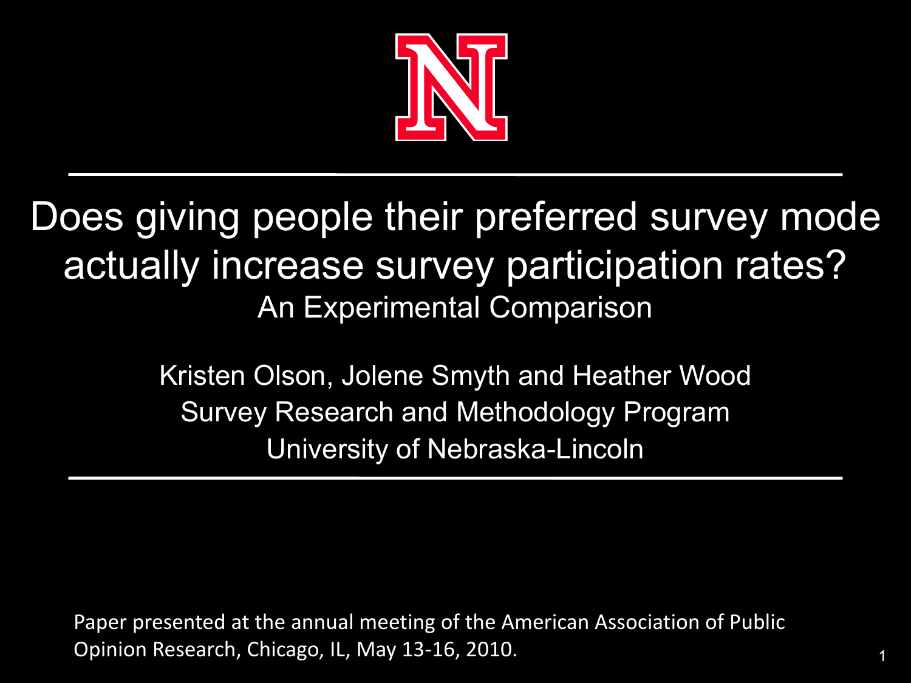# Does giving people their preferred survey mode actually increase survey participation rates?

## An Experimental Comparison

Kristen Olson, Jolene Smyth and Heather Wood

Survey Research and Methodology Program

University of Nebraska-Lincoln

Paper presented at the annual meeting of the American Association of Public Opinion Research, Chicago, IL, May 13-16, 2010.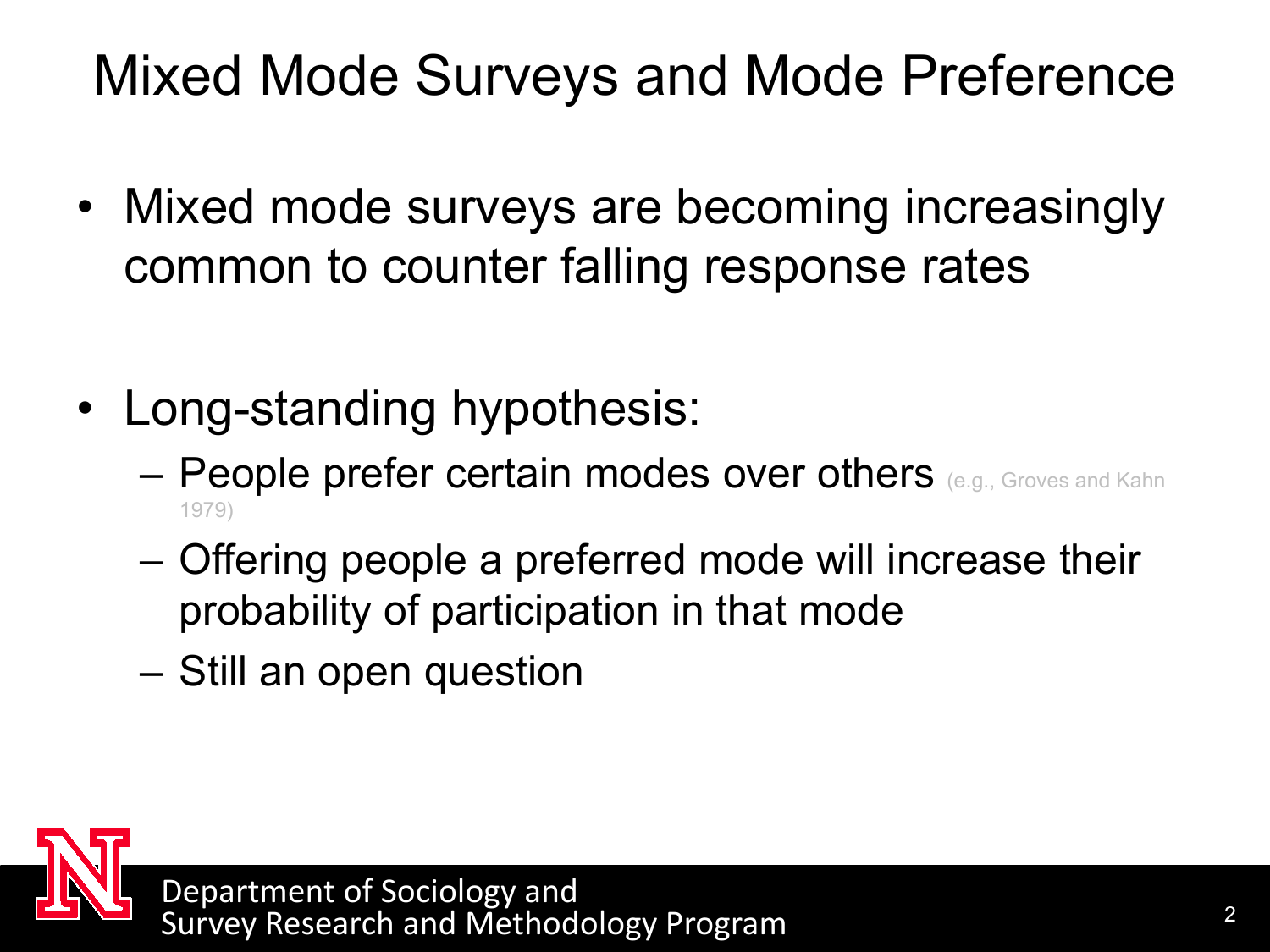# Mixed Mode Surveys and Mode Preference

- Mixed mode surveys are becoming increasingly common to counter falling response rates
- Long-standing hypothesis:
  - People prefer certain modes over others (e.g., Groves and Kahn 1979)
  - Offering people a preferred mode will increase their probability of participation in that mode
  - Still an open question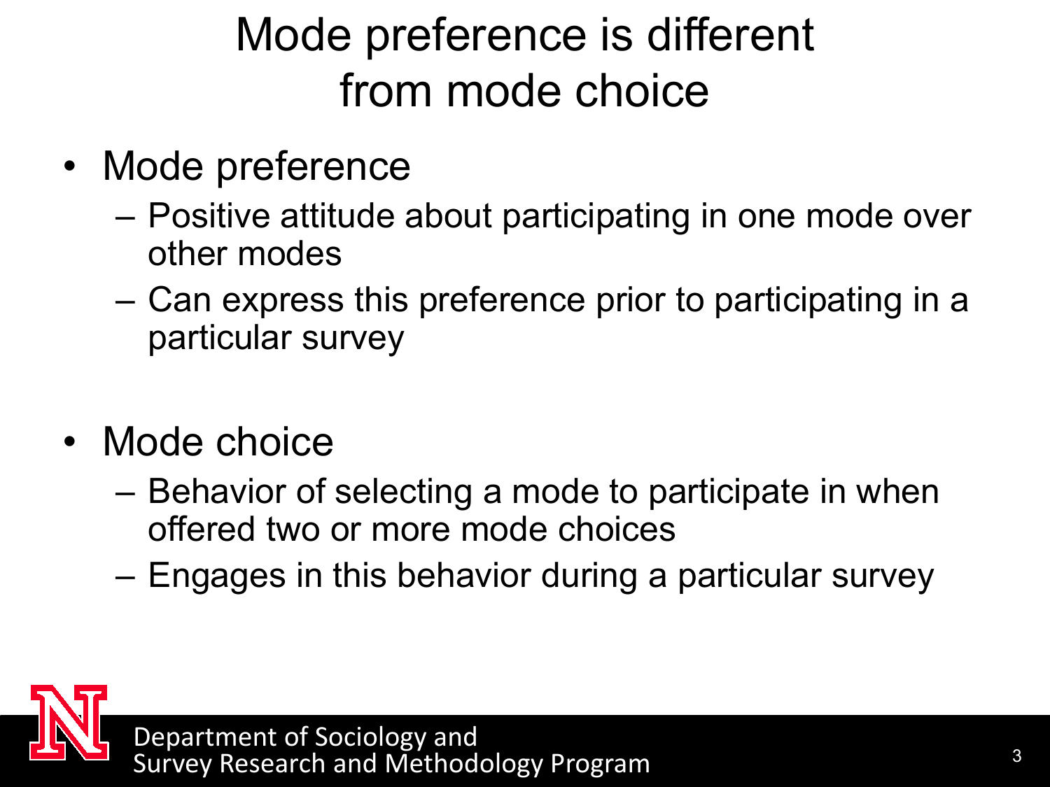# Mode preference is different from mode choice

- Mode preference
  - Positive attitude about participating in one mode over other modes
  - Can express this preference prior to participating in a particular survey

- Mode choice
  - Behavior of selecting a mode to participate in when offered two or more mode choices
  - Engages in this behavior during a particular survey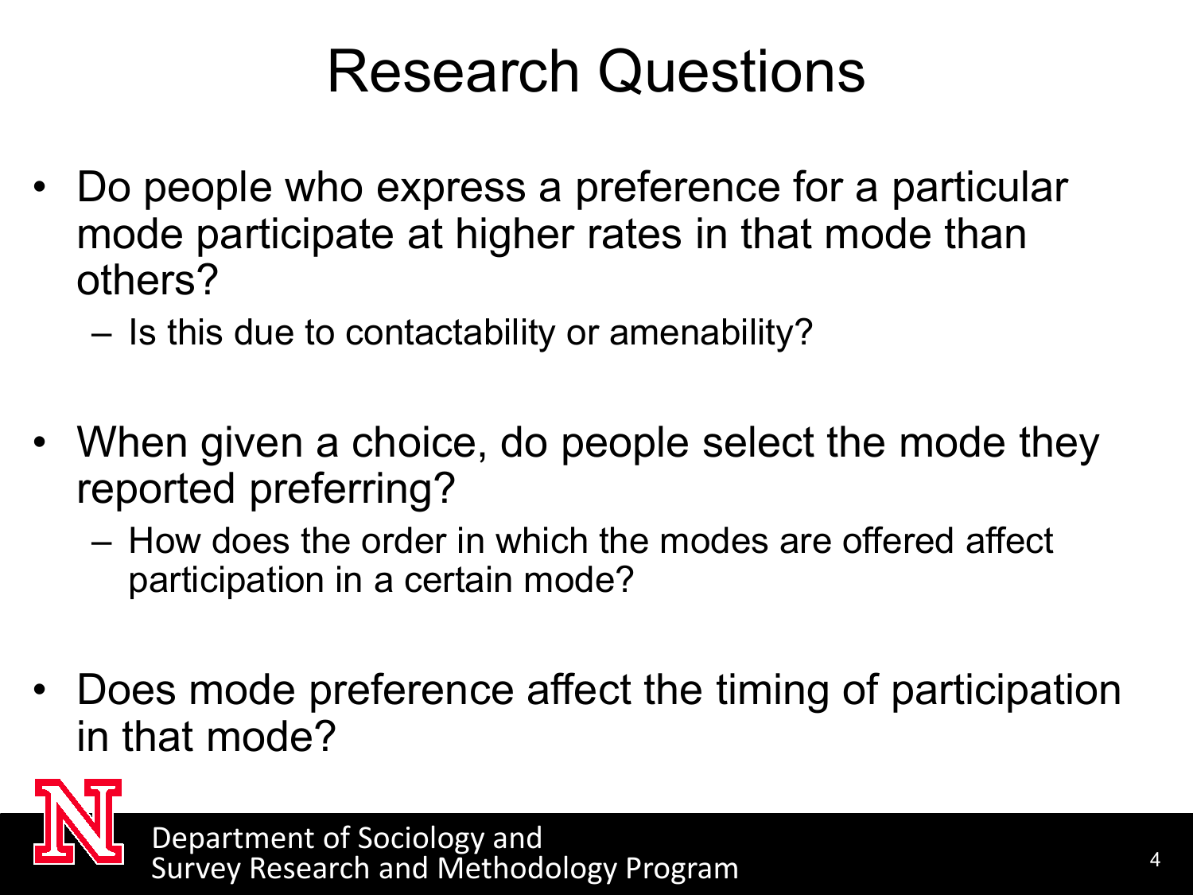# Research Questions

- Do people who express a preference for a particular mode participate at higher rates in that mode than others?
  - Is this due to contactability or amenability?
- When given a choice, do people select the mode they reported preferring?
  - How does the order in which the modes are offered affect participation in a certain mode?
- Does mode preference affect the timing of participation in that mode?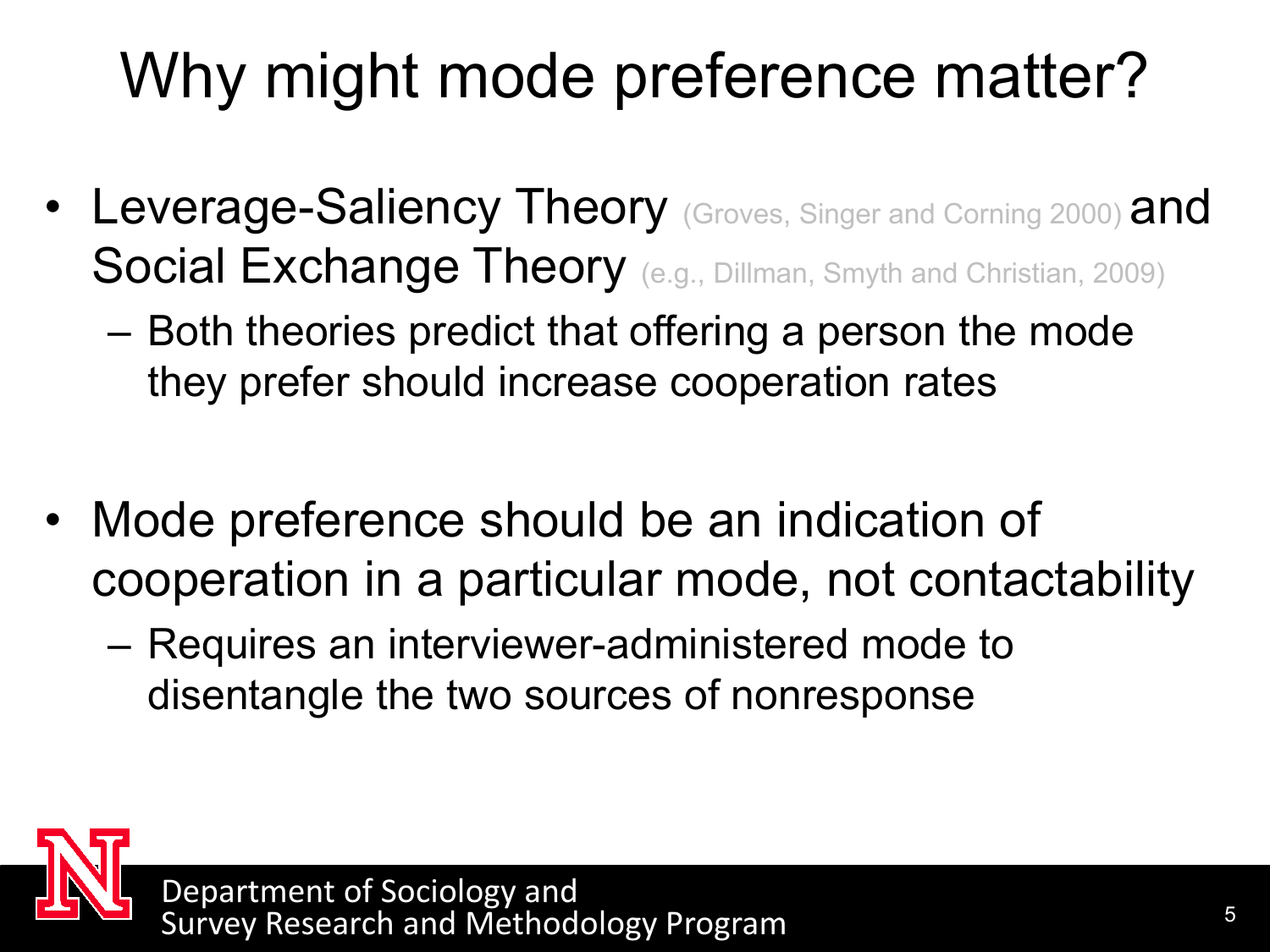# Why might mode preference matter?

- Leverage-Saliency Theory (Groves, Singer and Corning 2000) and Social Exchange Theory (e.g., Dillman, Smyth and Christian, 2009)
  - Both theories predict that offering a person the mode they prefer should increase cooperation rates
- Mode preference should be an indication of cooperation in a particular mode, not contactability
  - Requires an interviewer-administered mode to disentangle the two sources of nonresponse

Department of Sociology and Survey Research and Methodology Program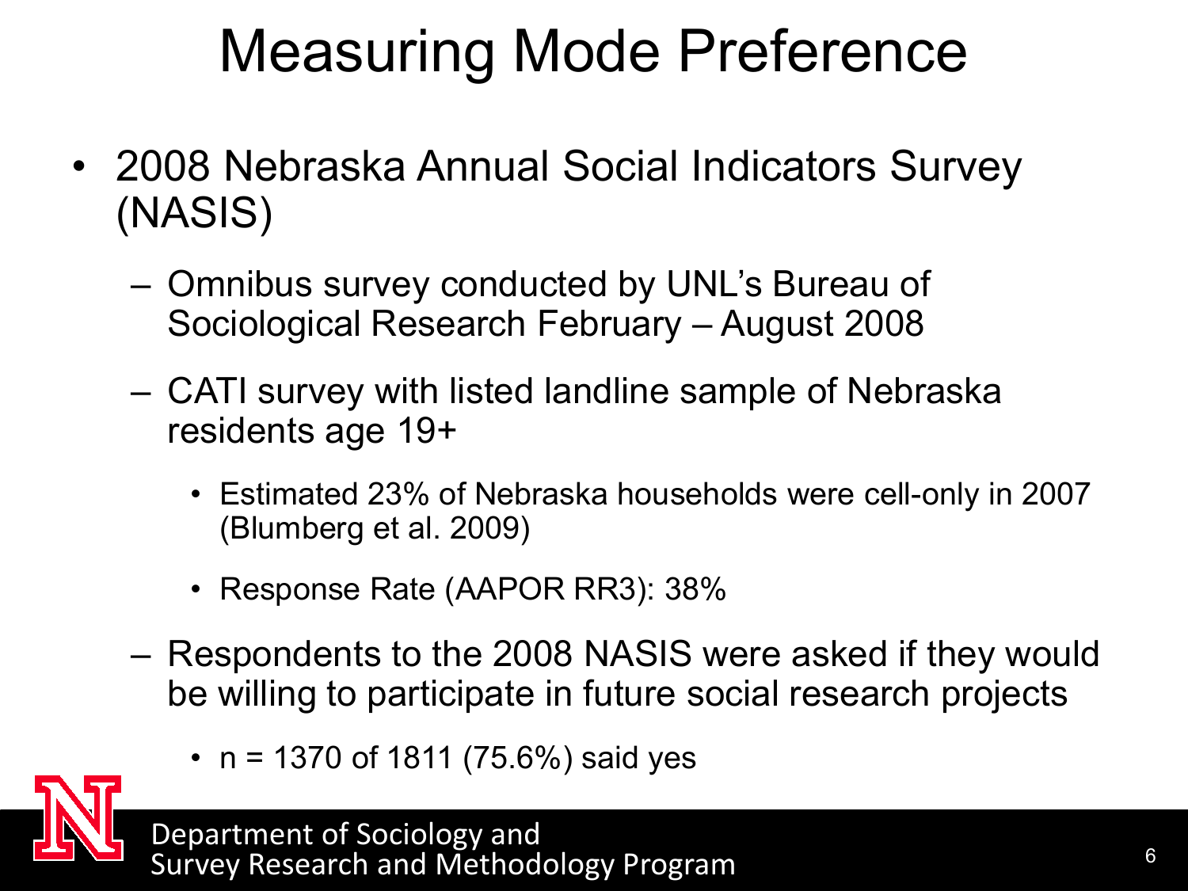# Measuring Mode Preference

- 2008 Nebraska Annual Social Indicators Survey (NASIS)
  - Omnibus survey conducted by UNL's Bureau of Sociological Research February – August 2008
  - CATI survey with listed landline sample of Nebraska residents age 19+
    - Estimated 23% of Nebraska households were cell-only in 2007 (Blumberg et al. 2009)
    - Response Rate (AAPOR RR3): 38%
  - Respondents to the 2008 NASIS were asked if they would be willing to participate in future social research projects
    - n = 1370 of 1811 (75.6%) said yes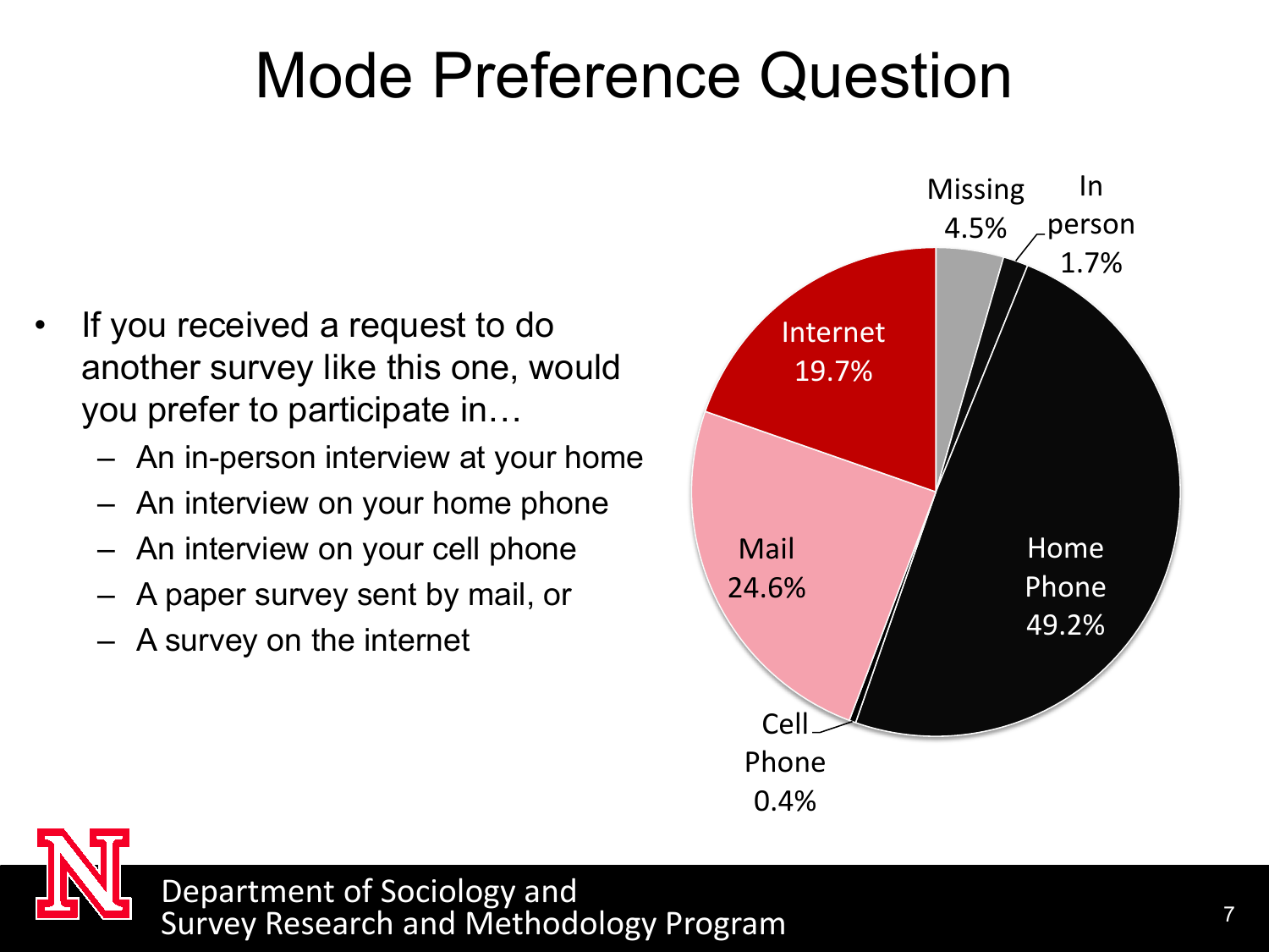# Mode Preference Question

- If you received a request to do another survey like this one, would you prefer to participate in…
  - An in-person interview at your home
  - An interview on your home phone
  - An interview on your cell phone
  - A paper survey sent by mail, or
  - A survey on the internet

| Mode | Percent |
| --- | --- |
| Home Phone | 49.2% |
| Mail | 24.6% |
| Internet | 19.7% |
| Missing | 4.5% |
| In person | 1.7% |
| Cell Phone | 0.4% |

Department of Sociology and
Survey Research and Methodology Program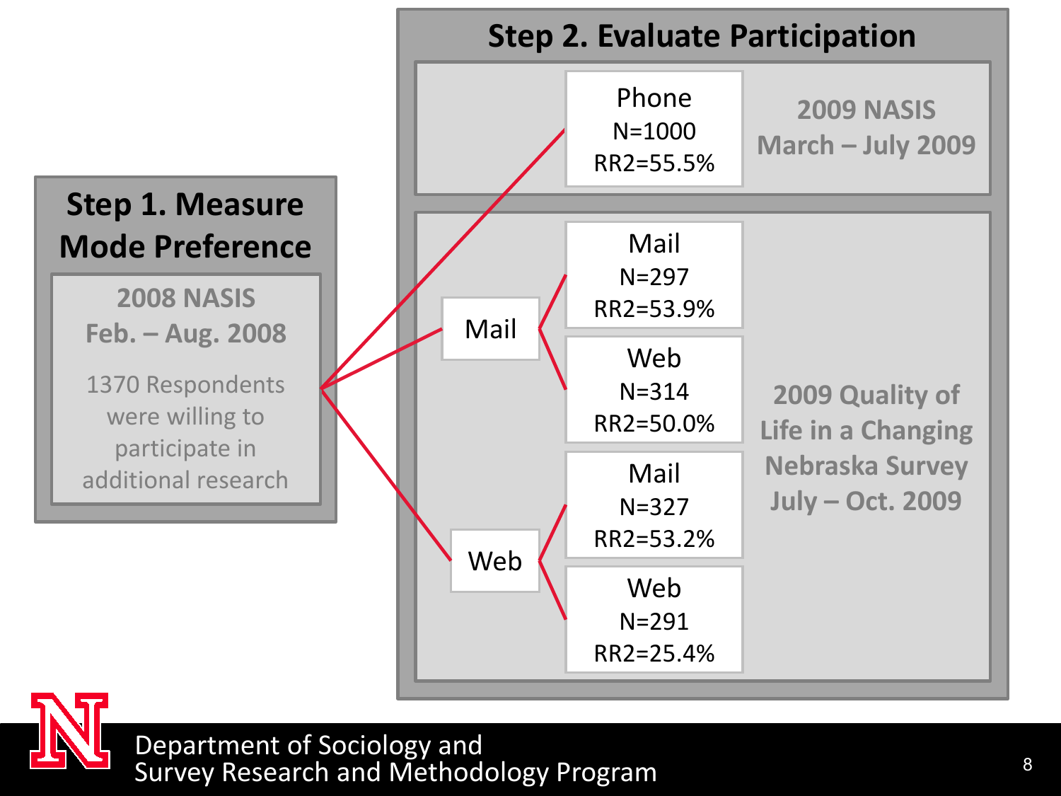## Step 1. Measure Mode Preference

**2008 NASIS**
**Feb. – Aug. 2008**

1370 Respondents were willing to participate in additional research

## Step 2. Evaluate Participation

**2009 NASIS**
**March – July 2009**

- Phone
  - N=1000
  - RR2=55.5%

**2009 Quality of Life in a Changing Nebraska Survey**
**July – Oct. 2009**

- Mail preference
  - Mail
    - N=297
    - RR2=53.9%
  - Web
    - N=314
    - RR2=50.0%
- Web preference
  - Mail
    - N=327
    - RR2=53.2%
  - Web
    - N=291
    - RR2=25.4%

Department of Sociology and
Survey Research and Methodology Program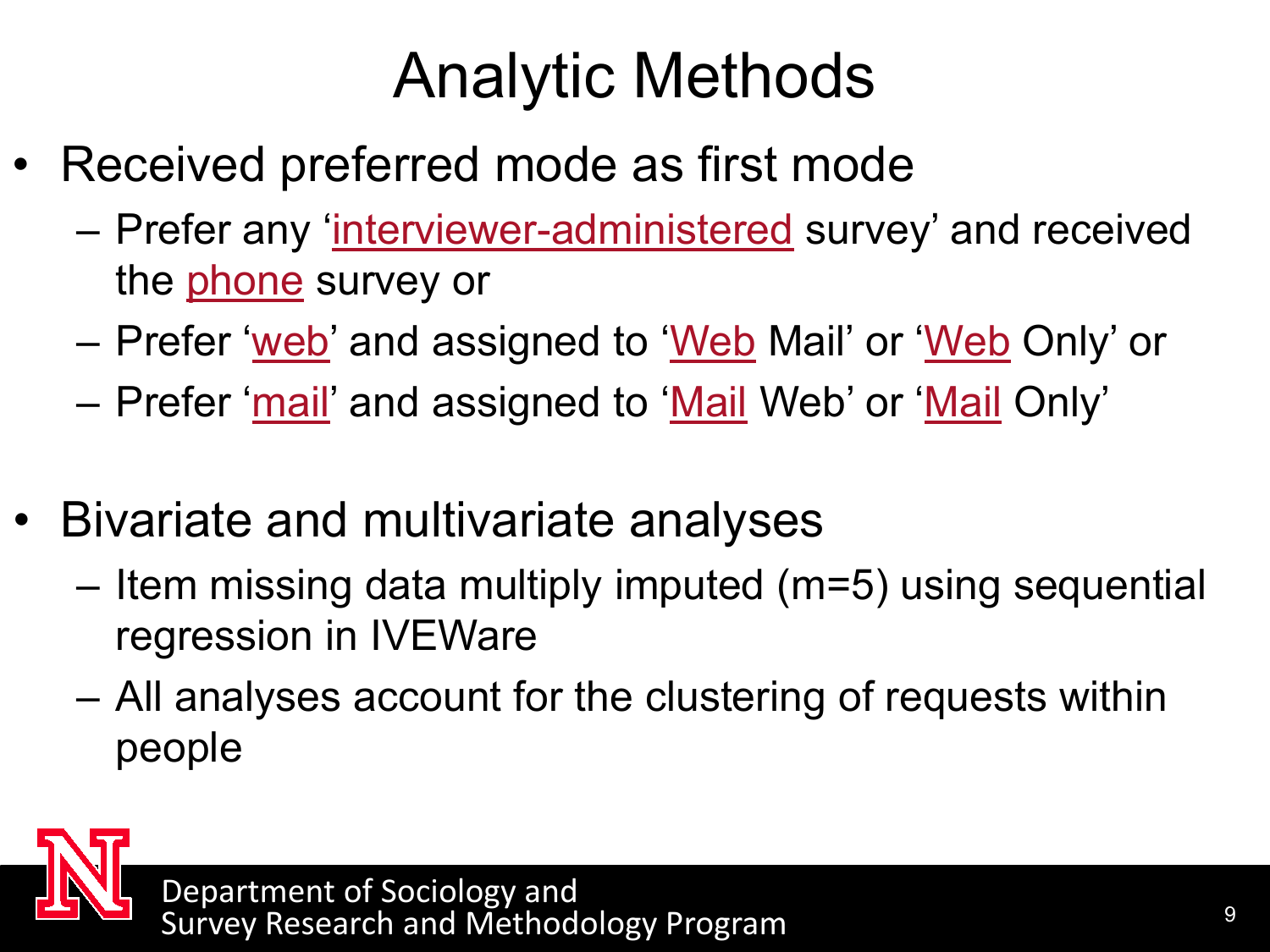# Analytic Methods

- Received preferred mode as first mode
  - Prefer any 'interviewer-administered survey' and received the phone survey or
  - Prefer 'web' and assigned to 'Web Mail' or 'Web Only' or
  - Prefer 'mail' and assigned to 'Mail Web' or 'Mail Only'

- Bivariate and multivariate analyses
  - Item missing data multiply imputed (m=5) using sequential regression in IVEWare
  - All analyses account for the clustering of requests within people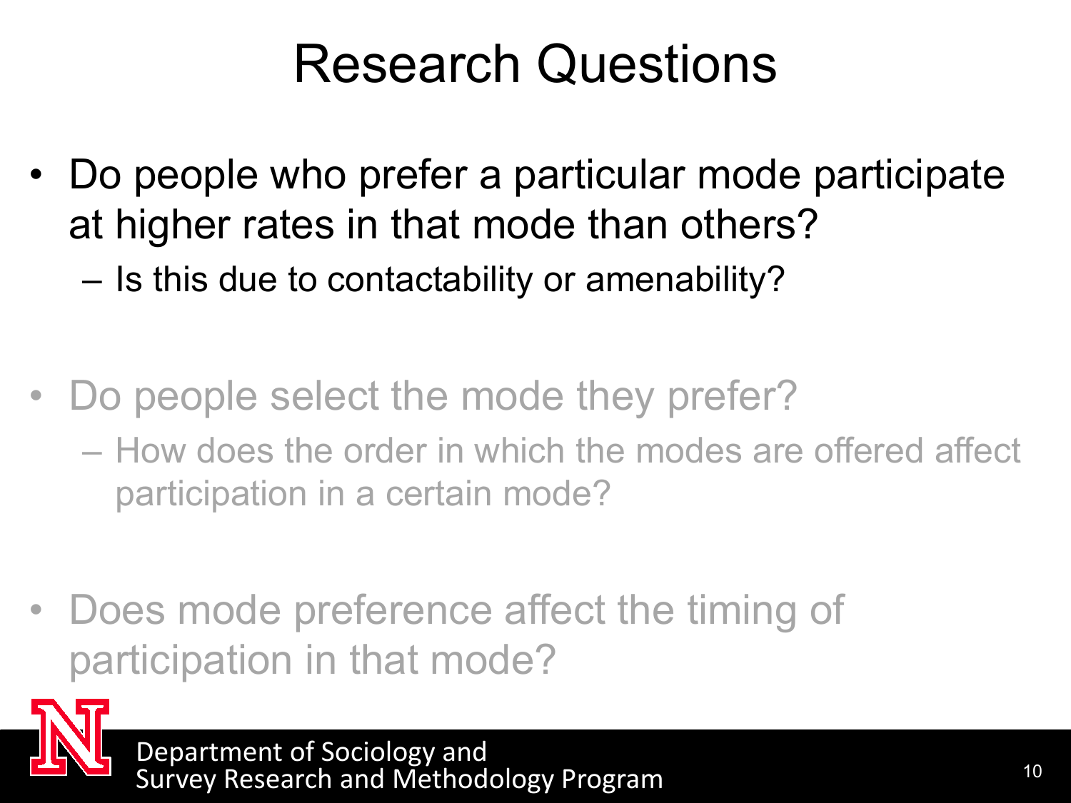# Research Questions

- Do people who prefer a particular mode participate at higher rates in that mode than others?
  - Is this due to contactability or amenability?

- Do people select the mode they prefer?
  - How does the order in which the modes are offered affect participation in a certain mode?

- Does mode preference affect the timing of participation in that mode?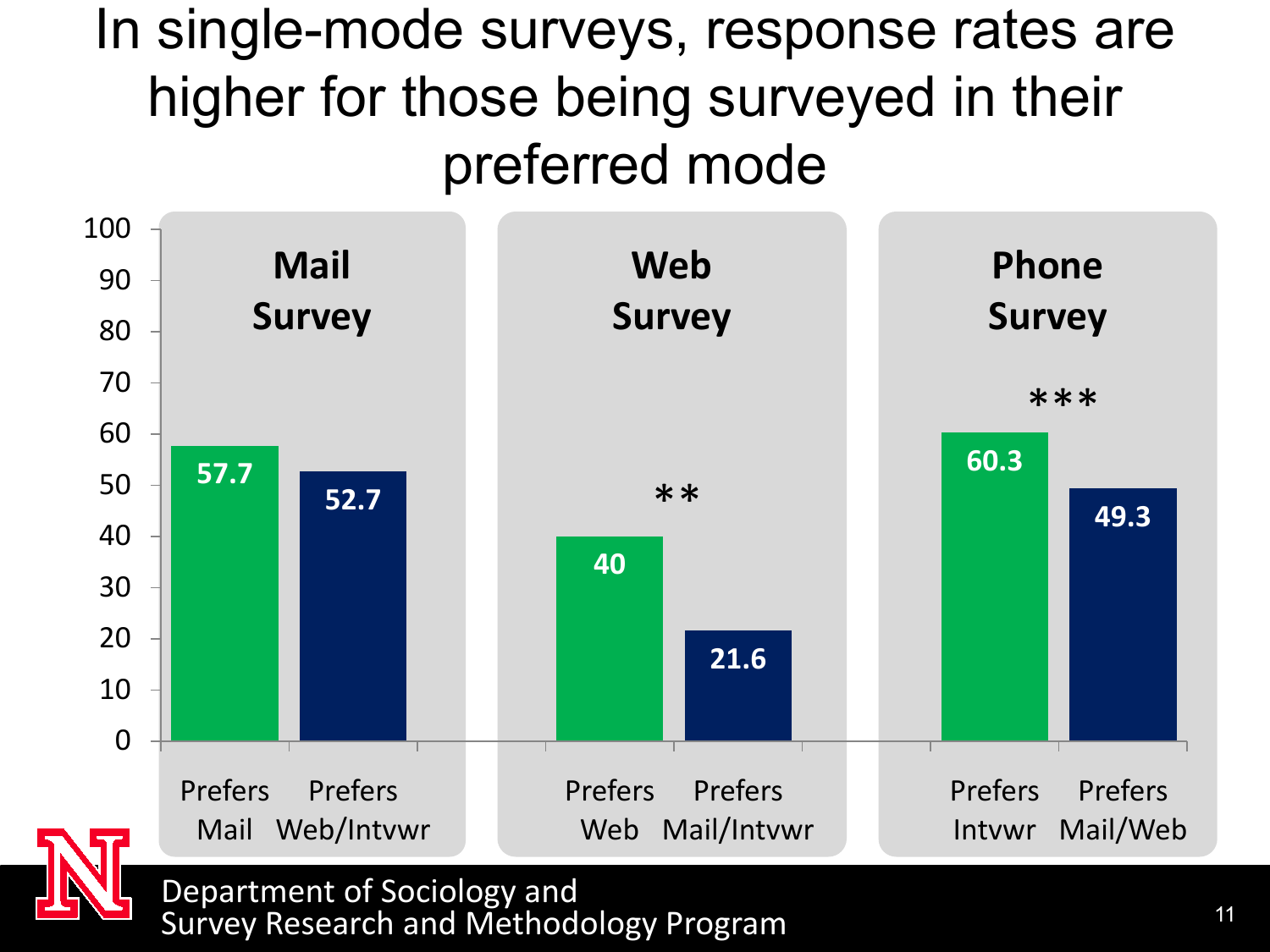# In single-mode surveys, response rates are higher for those being surveyed in their preferred mode

| Survey | Group | Response rate | Significance |
| --- | --- | --- | --- |
| Mail Survey | Prefers Mail | 57.7 | |
| | Prefers Web/Intvwr | 52.7 | |
| Web Survey | Prefers Web | 40 | ** |
| | Prefers Mail/Intvwr | 21.6 | |
| Phone Survey | Prefers Intvwr | 60.3 | *** |
| | Prefers Mail/Web | 49.3 | |

Department of Sociology and Survey Research and Methodology Program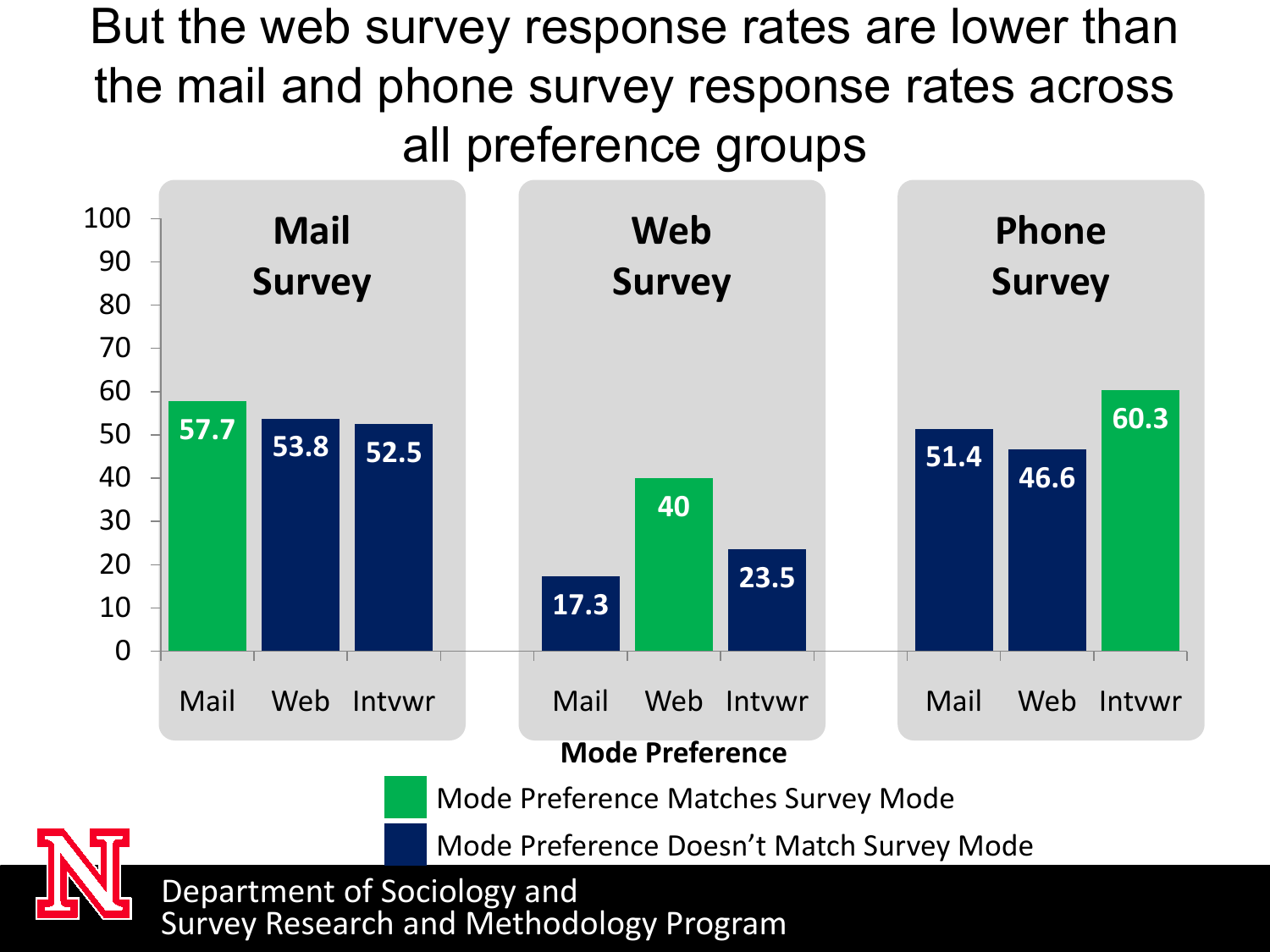# But the web survey response rates are lower than the mail and phone survey response rates across all preference groups

| Mode Preference | Mail Survey | Web Survey | Phone Survey |
|---|---|---|---|
| Mail | 57.7 | 17.3 | 51.4 |
| Web | 53.8 | 40 | 46.6 |
| Intvwr | 52.5 | 23.5 | 60.3 |

**Mode Preference**

- Mode Preference Matches Survey Mode (green)
- Mode Preference Doesn't Match Survey Mode (navy)

Department of Sociology and Survey Research and Methodology Program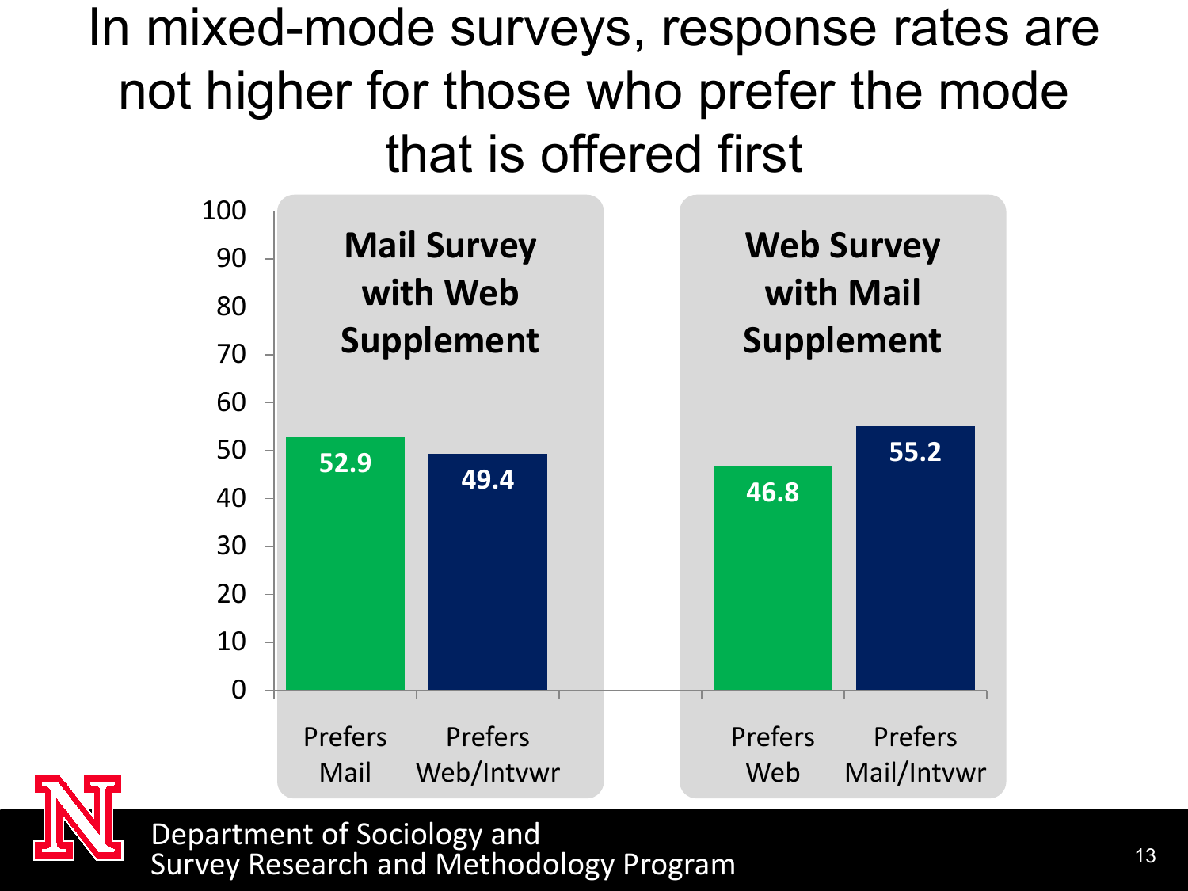# In mixed-mode surveys, response rates are not higher for those who prefer the mode that is offered first

| | Prefers Mail | Prefers Web/Intvwr |
|---|---|---|
| **Mail Survey with Web Supplement** | 52.9 | 49.4 |

| | Prefers Web | Prefers Mail/Intvwr |
|---|---|---|
| **Web Survey with Mail Supplement** | 46.8 | 55.2 |

Department of Sociology and Survey Research and Methodology Program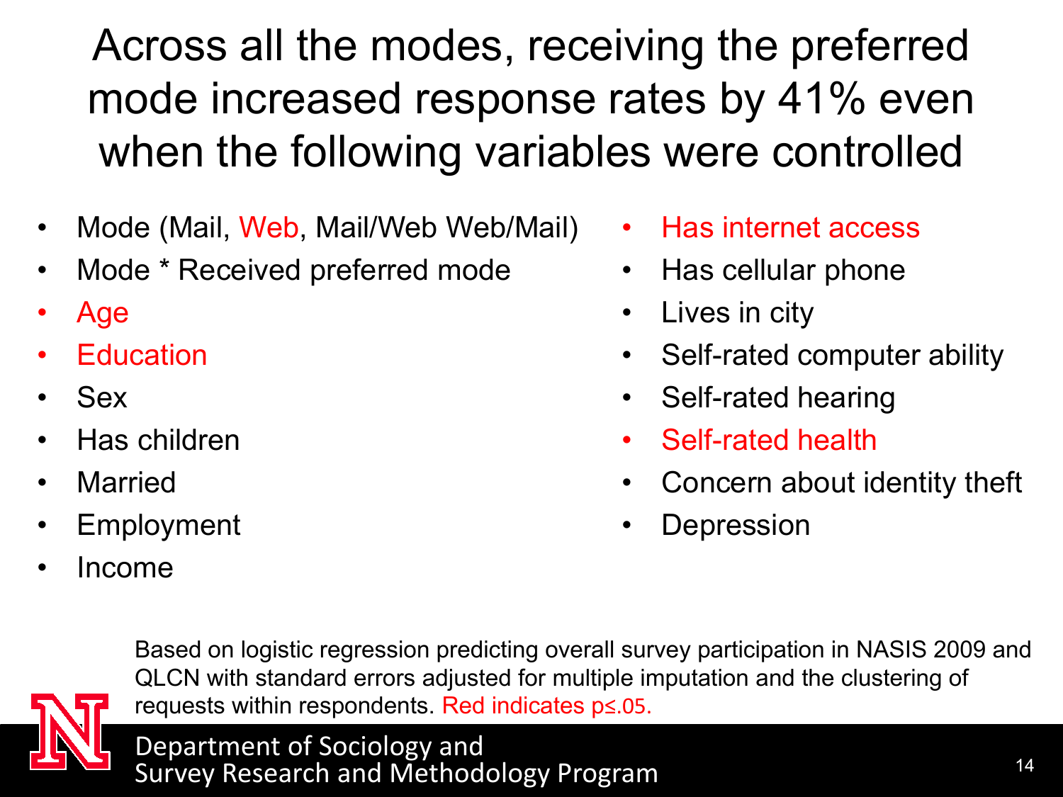# Across all the modes, receiving the preferred mode increased response rates by 41% even when the following variables were controlled

- Mode (Mail, Web, Mail/Web Web/Mail)
- Mode * Received preferred mode
- Age
- Education
- Sex
- Has children
- Married
- Employment
- Income
- Has internet access
- Has cellular phone
- Lives in city
- Self-rated computer ability
- Self-rated hearing
- Self-rated health
- Concern about identity theft
- Depression

Based on logistic regression predicting overall survey participation in NASIS 2009 and QLCN with standard errors adjusted for multiple imputation and the clustering of requests within respondents. Red indicates $p \leq .05$.

Department of Sociology and Survey Research and Methodology Program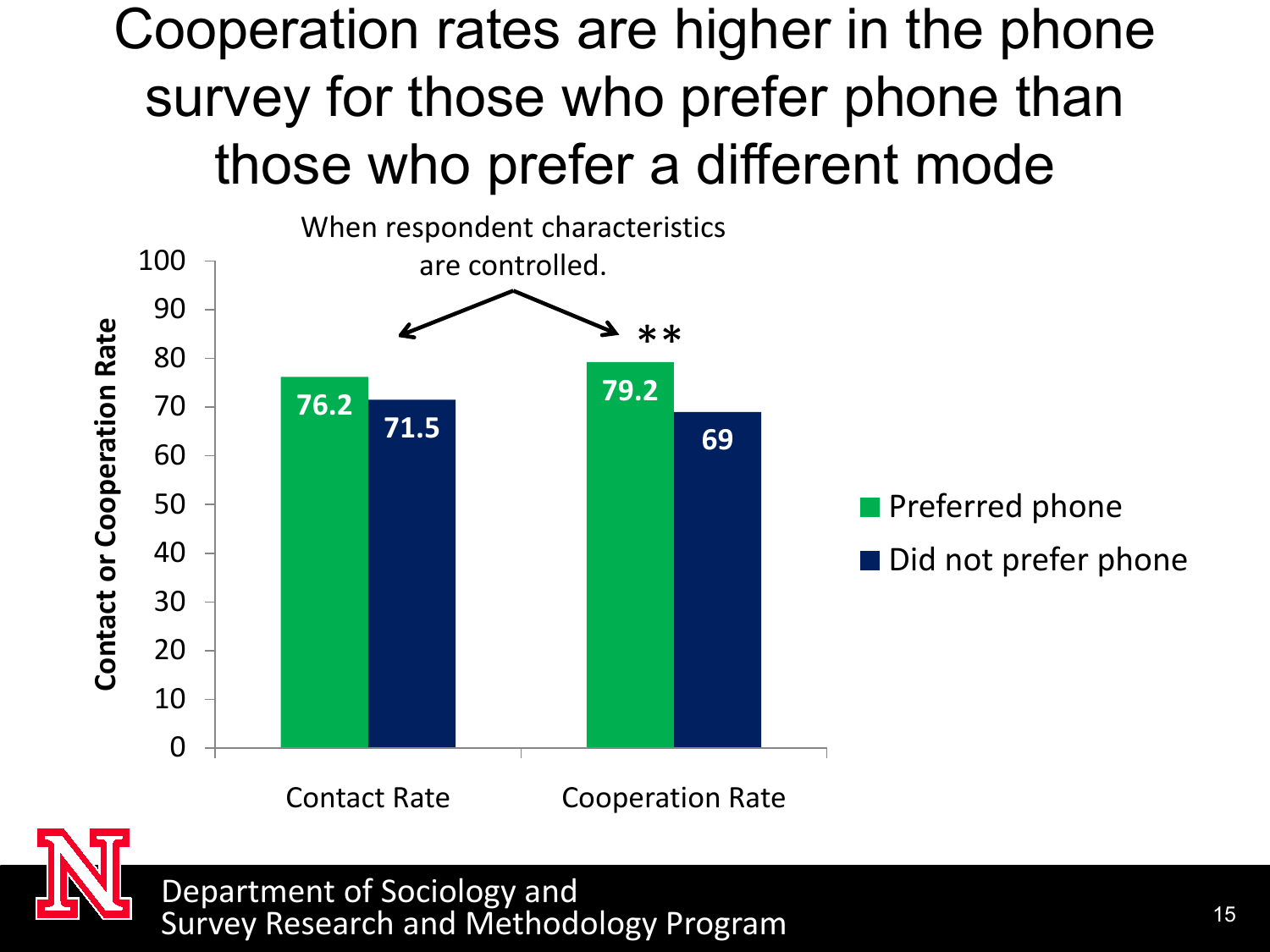# Cooperation rates are higher in the phone survey for those who prefer phone than those who prefer a different mode

When respondent characteristics are controlled.

| | Preferred phone | Did not prefer phone |
|---|---|---|
| Contact Rate | 76.2 | 71.5 |
| Cooperation Rate ** | 79.2 | 69 |

Contact or Cooperation Rate

Department of Sociology and
Survey Research and Methodology Program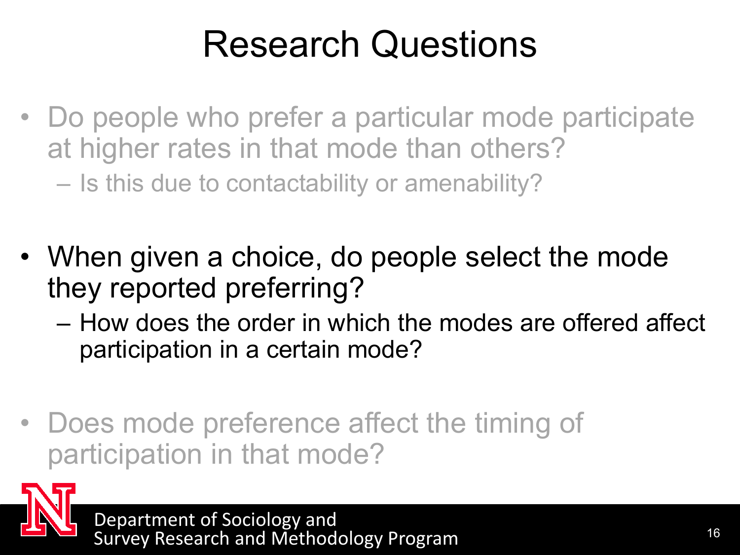# Research Questions

- Do people who prefer a particular mode participate at higher rates in that mode than others?
  - Is this due to contactability or amenability?
- When given a choice, do people select the mode they reported preferring?
  - How does the order in which the modes are offered affect participation in a certain mode?
- Does mode preference affect the timing of participation in that mode?

Department of Sociology and Survey Research and Methodology Program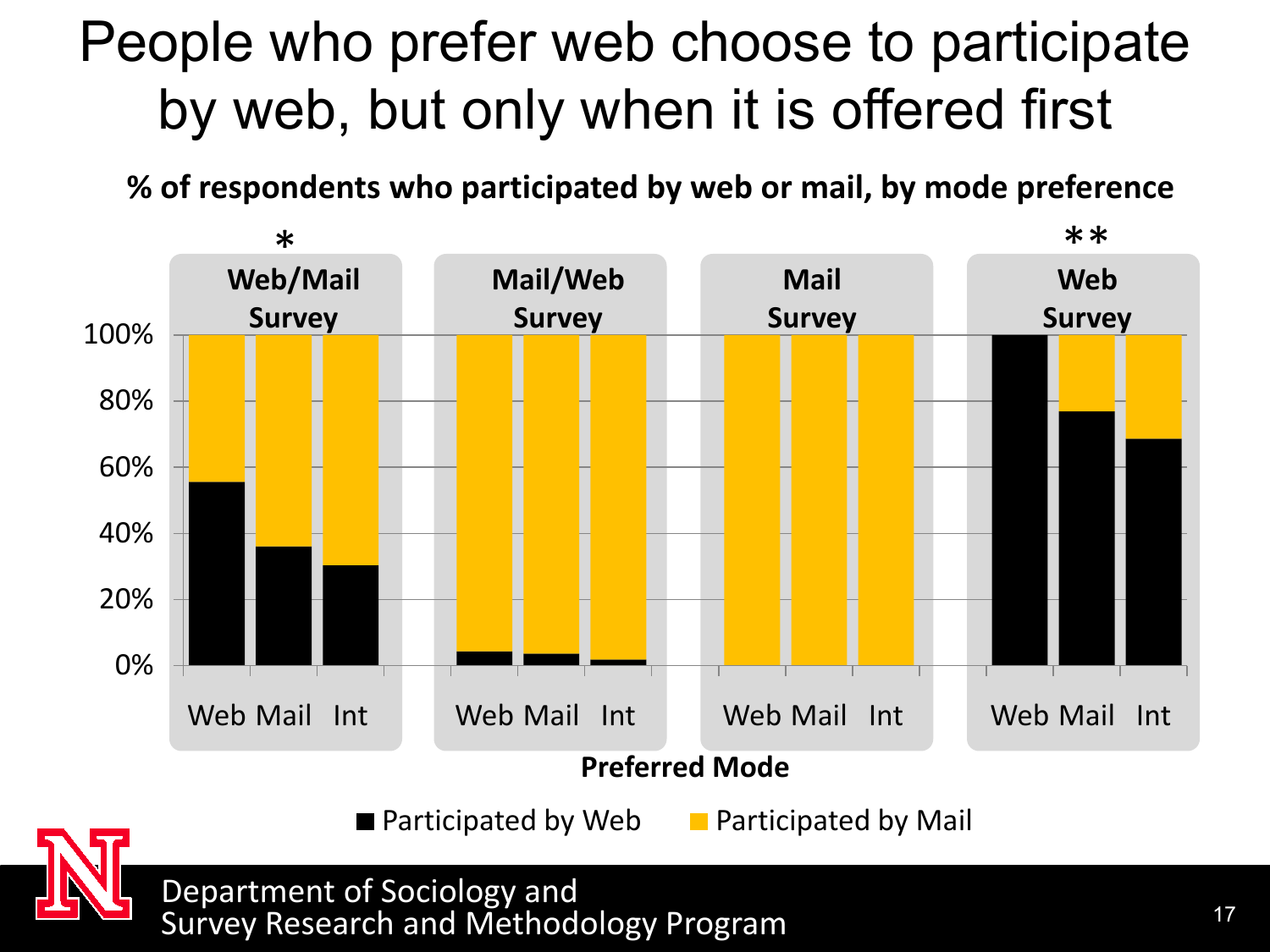# People who prefer web choose to participate by web, but only when it is offered first

**% of respondents who participated by web or mail, by mode preference**

| Preferred Mode | Web/Mail Survey * | | | Mail/Web Survey | | | Mail Survey | | | Web Survey ** | | |
|---|---|---|---|---|---|---|---|---|---|---|---|---|
| | Web | Mail | Int | Web | Mail | Int | Web | Mail | Int | Web | Mail | Int |
| Participated by Web | ~56% | ~36% | ~30% | ~4% | ~3% | ~1% | 0% | 0% | 0% | 100% | ~77% | ~68% |
| Participated by Mail | ~44% | ~64% | ~70% | ~96% | ~97% | ~99% | 100% | 100% | 100% | 0% | ~23% | ~32% |

Department of Sociology and
Survey Research and Methodology Program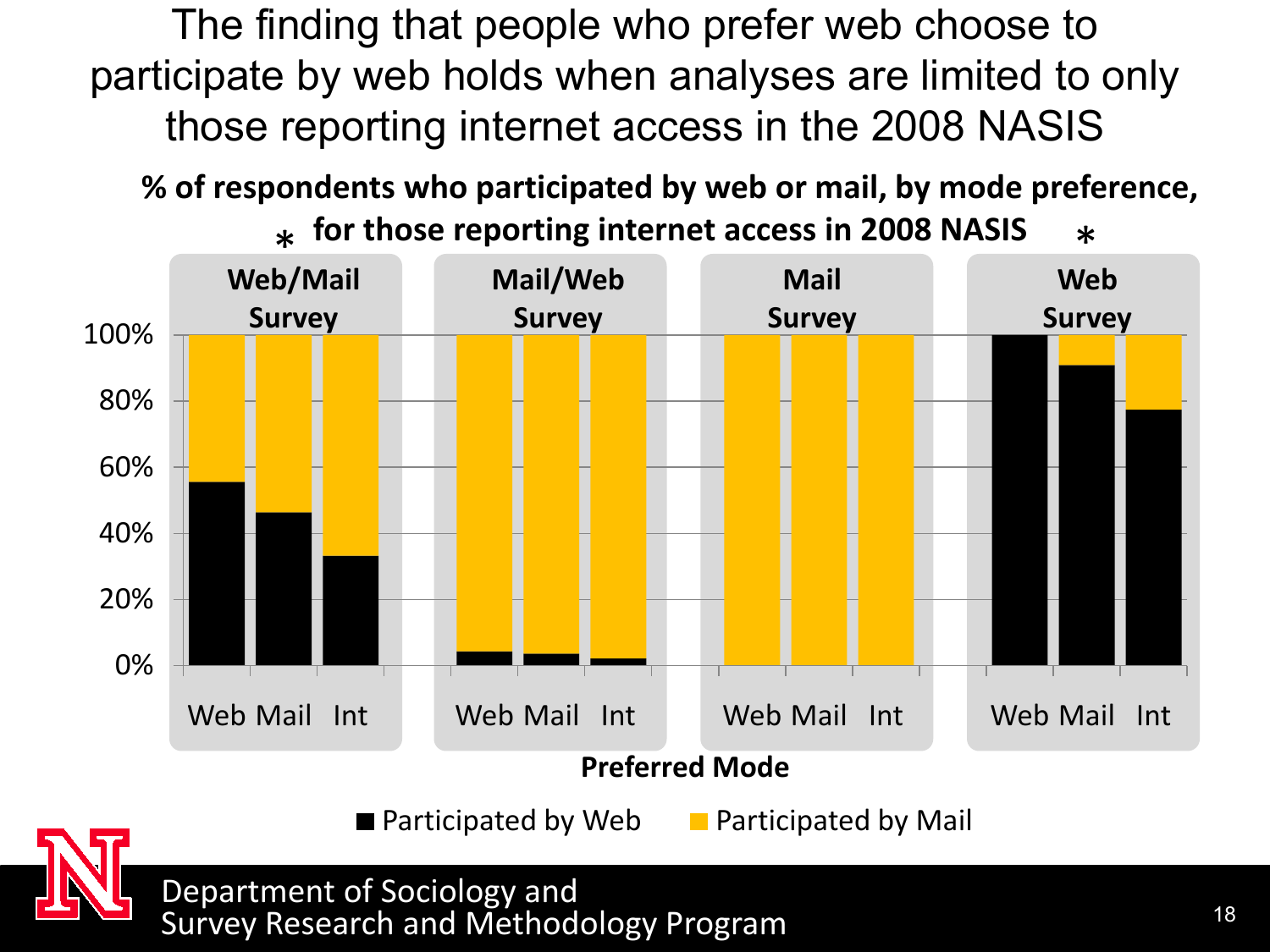# The finding that people who prefer web choose to participate by web holds when analyses are limited to only those reporting internet access in the 2008 NASIS

**% of respondents who participated by web or mail, by mode preference, for those reporting internet access in 2008 NASIS**

| Survey | Preferred Mode | Participated by Web | Participated by Mail |
|---|---|---|---|
| Web/Mail Survey * | Web | ~56% | ~44% |
| | Mail | ~46% | ~54% |
| | Int | ~33% | ~67% |
| Mail/Web Survey | Web | ~4% | ~96% |
| | Mail | ~3% | ~97% |
| | Int | ~2% | ~98% |
| Mail Survey | Web | 0% | 100% |
| | Mail | 0% | 100% |
| | Int | 0% | 100% |
| Web Survey * | Web | 100% | 0% |
| | Mail | ~91% | ~9% |
| | Int | ~77% | ~23% |

Preferred Mode

■ Participated by Web ■ Participated by Mail

Department of Sociology and Survey Research and Methodology Program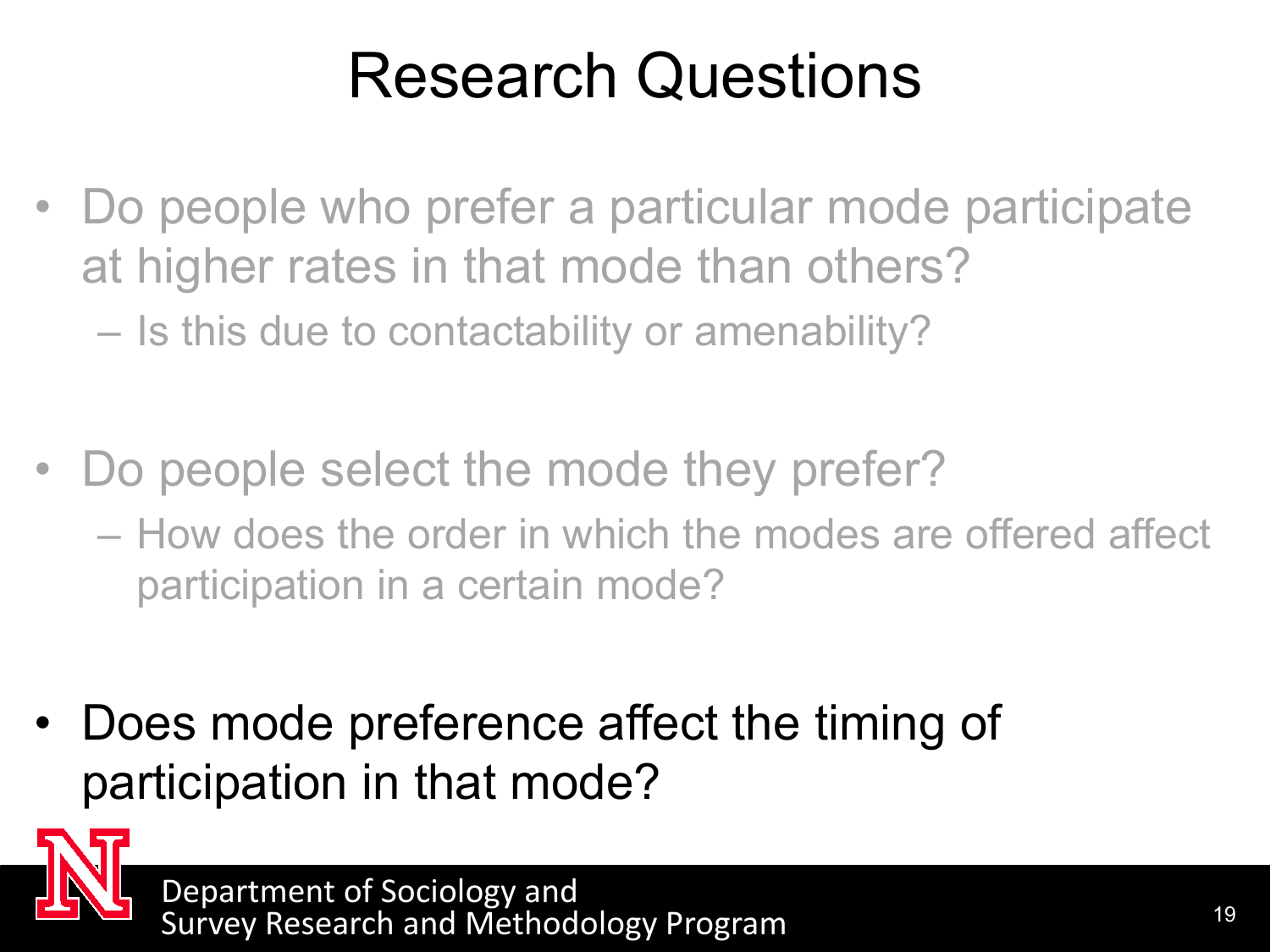# Research Questions

- Do people who prefer a particular mode participate at higher rates in that mode than others?
  - Is this due to contactability or amenability?

- Do people select the mode they prefer?
  - How does the order in which the modes are offered affect participation in a certain mode?

- Does mode preference affect the timing of participation in that mode?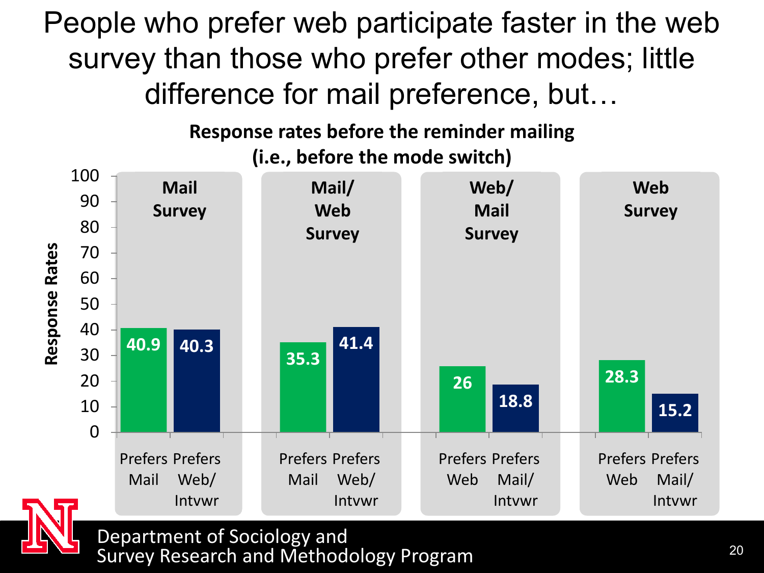# People who prefer web participate faster in the web survey than those who prefer other modes; little difference for mail preference, but…

**Response rates before the reminder mailing (i.e., before the mode switch)**

| Survey | Group | Response Rates |
|---|---|---|
| Mail Survey | Prefers Mail | 40.9 |
| Mail Survey | Prefers Web/ Intvwr | 40.3 |
| Mail/ Web Survey | Prefers Mail | 35.3 |
| Mail/ Web Survey | Prefers Web/ Intvwr | 41.4 |
| Web/ Mail Survey | Prefers Web | 26 |
| Web/ Mail Survey | Prefers Mail/ Intvwr | 18.8 |
| Web Survey | Prefers Web | 28.3 |
| Web Survey | Prefers Mail/ Intvwr | 15.2 |

Department of Sociology and Survey Research and Methodology Program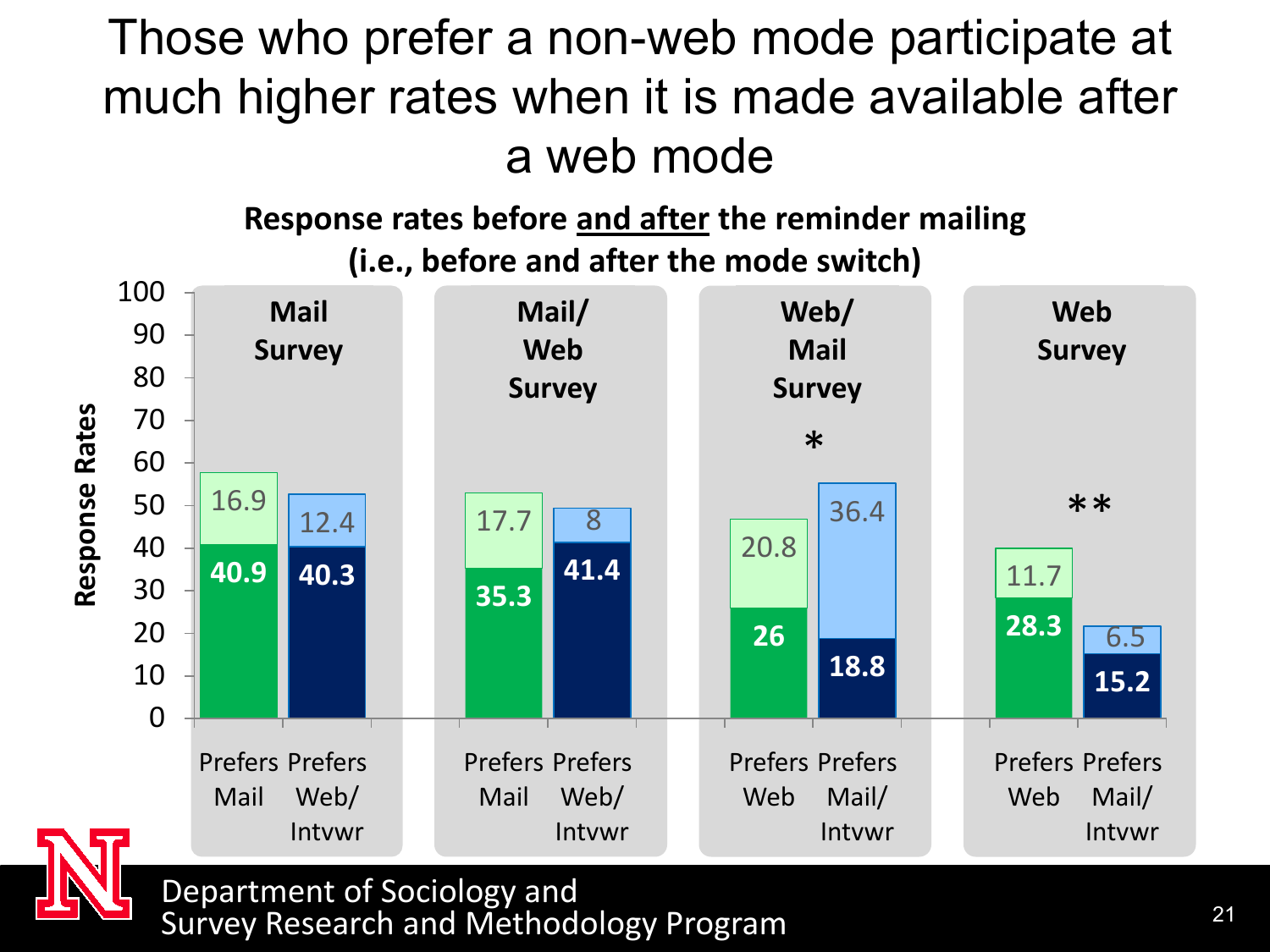# Those who prefer a non-web mode participate at much higher rates when it is made available after a web mode

**Response rates before and after the reminder mailing (i.e., before and after the mode switch)**

| Survey | Group | Before | After |
|---|---|---|---|
| Mail Survey | Prefers Mail | 40.9 | 16.9 |
| Mail Survey | Prefers Web/Intvwr | 40.3 | 12.4 |
| Mail/Web Survey | Prefers Mail | 35.3 | 17.7 |
| Mail/Web Survey | Prefers Web/Intvwr | 41.4 | 8 |
| Web/Mail Survey * | Prefers Web | 26 | 20.8 |
| Web/Mail Survey * | Prefers Mail/Intvwr | 18.8 | 36.4 |
| Web Survey ** | Prefers Web | 28.3 | 11.7 |
| Web Survey ** | Prefers Mail/Intvwr | 15.2 | 6.5 |

Department of Sociology and Survey Research and Methodology Program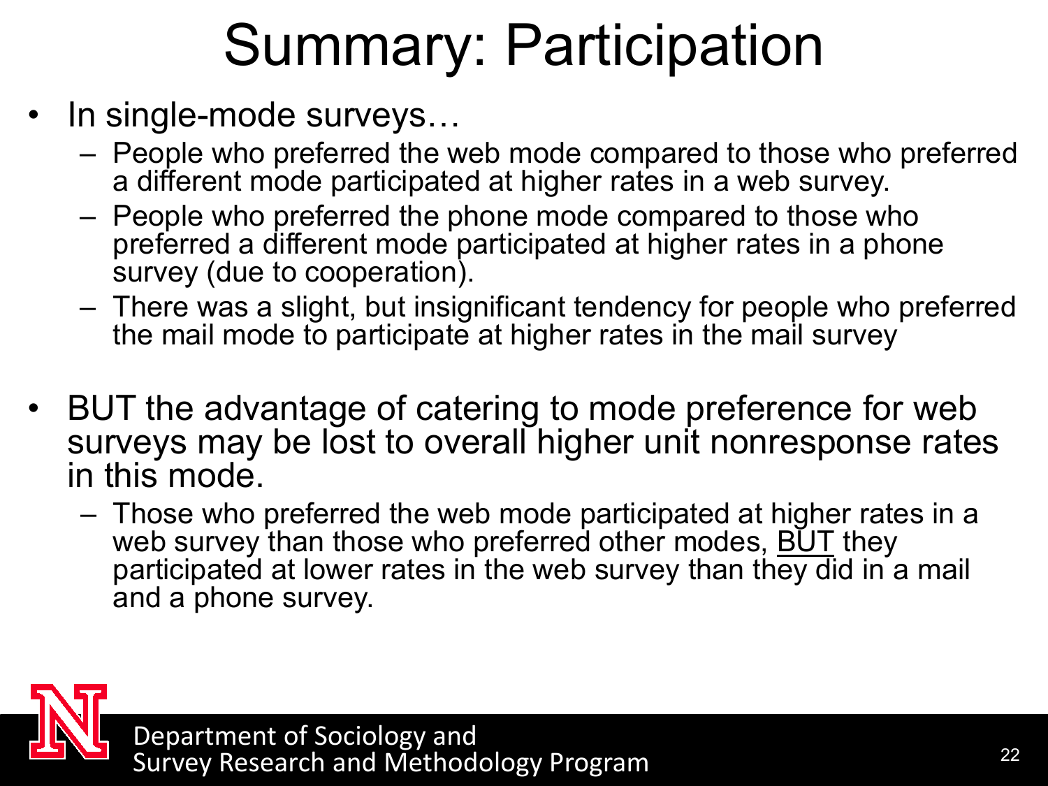# Summary: Participation

- In single-mode surveys…
  - People who preferred the web mode compared to those who preferred a different mode participated at higher rates in a web survey.
  - People who preferred the phone mode compared to those who preferred a different mode participated at higher rates in a phone survey (due to cooperation).
  - There was a slight, but insignificant tendency for people who preferred the mail mode to participate at higher rates in the mail survey

- BUT the advantage of catering to mode preference for web surveys may be lost to overall higher unit nonresponse rates in this mode.
  - Those who preferred the web mode participated at higher rates in a web survey than those who preferred other modes, <u>BUT</u> they participated at lower rates in the web survey than they did in a mail and a phone survey.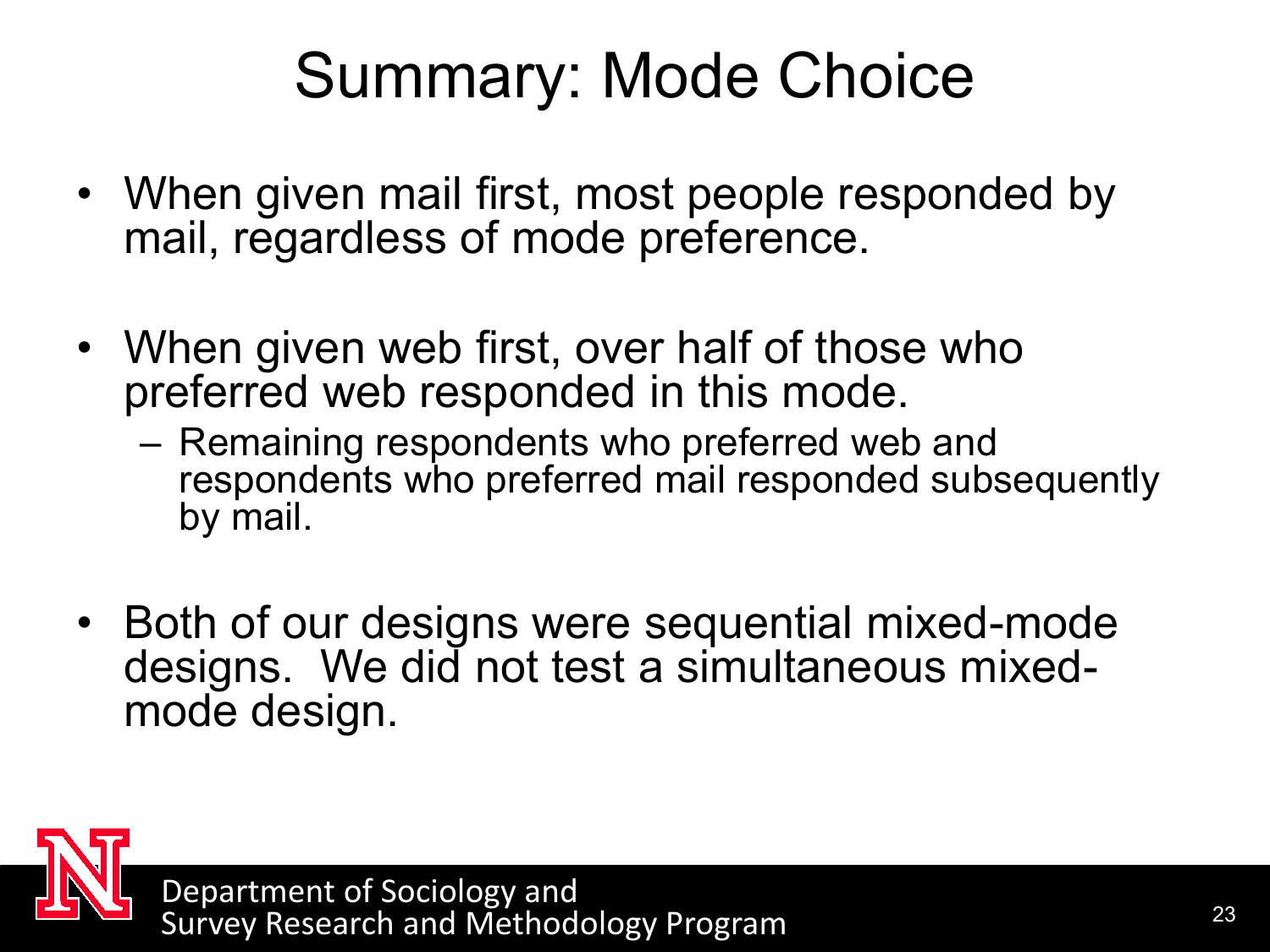# Summary: Mode Choice

- When given mail first, most people responded by mail, regardless of mode preference.
- When given web first, over half of those who preferred web responded in this mode.
  - Remaining respondents who preferred web and respondents who preferred mail responded subsequently by mail.
- Both of our designs were sequential mixed-mode designs. We did not test a simultaneous mixed-mode design.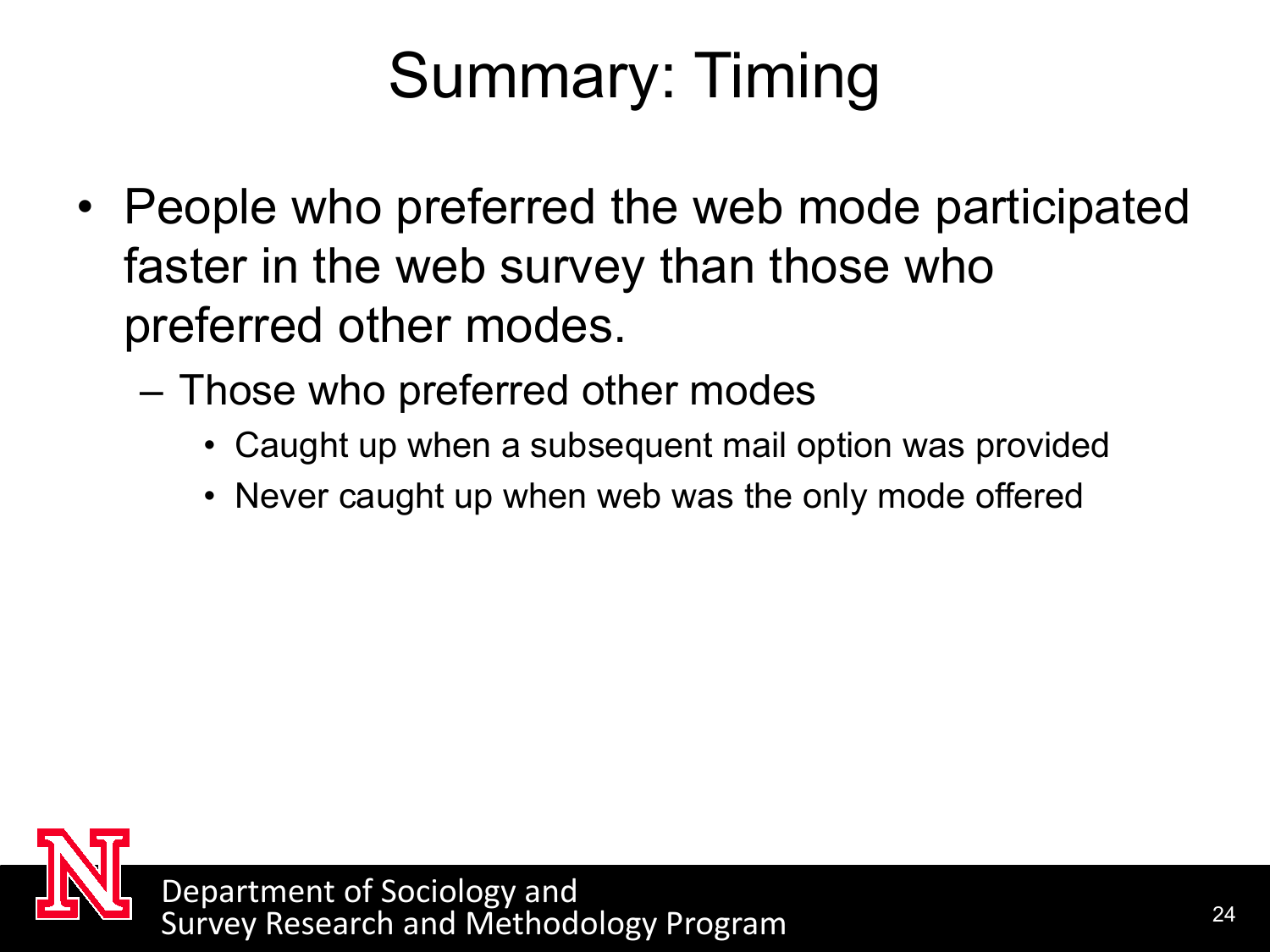# Summary: Timing

- People who preferred the web mode participated faster in the web survey than those who preferred other modes.
  - Those who preferred other modes
    - Caught up when a subsequent mail option was provided
    - Never caught up when web was the only mode offered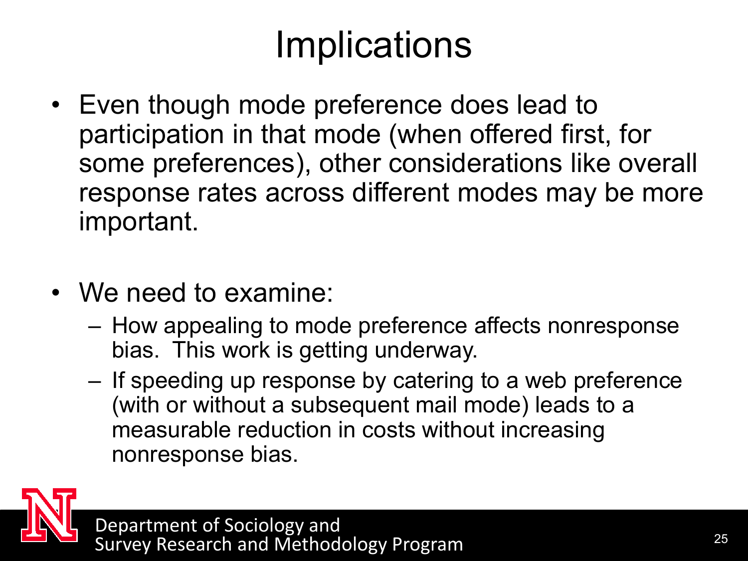# Implications

- Even though mode preference does lead to participation in that mode (when offered first, for some preferences), other considerations like overall response rates across different modes may be more important.

- We need to examine:
  - How appealing to mode preference affects nonresponse bias. This work is getting underway.
  - If speeding up response by catering to a web preference (with or without a subsequent mail mode) leads to a measurable reduction in costs without increasing nonresponse bias.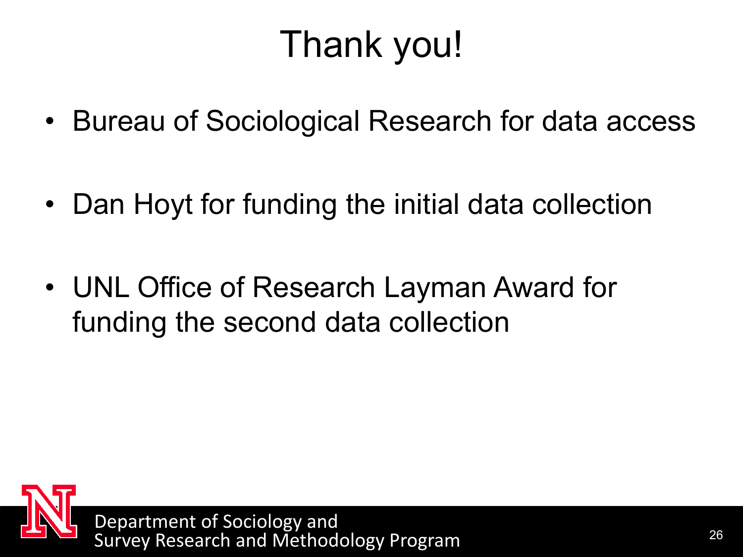# Thank you!

- Bureau of Sociological Research for data access
- Dan Hoyt for funding the initial data collection
- UNL Office of Research Layman Award for funding the second data collection

Department of Sociology and
Survey Research and Methodology Program